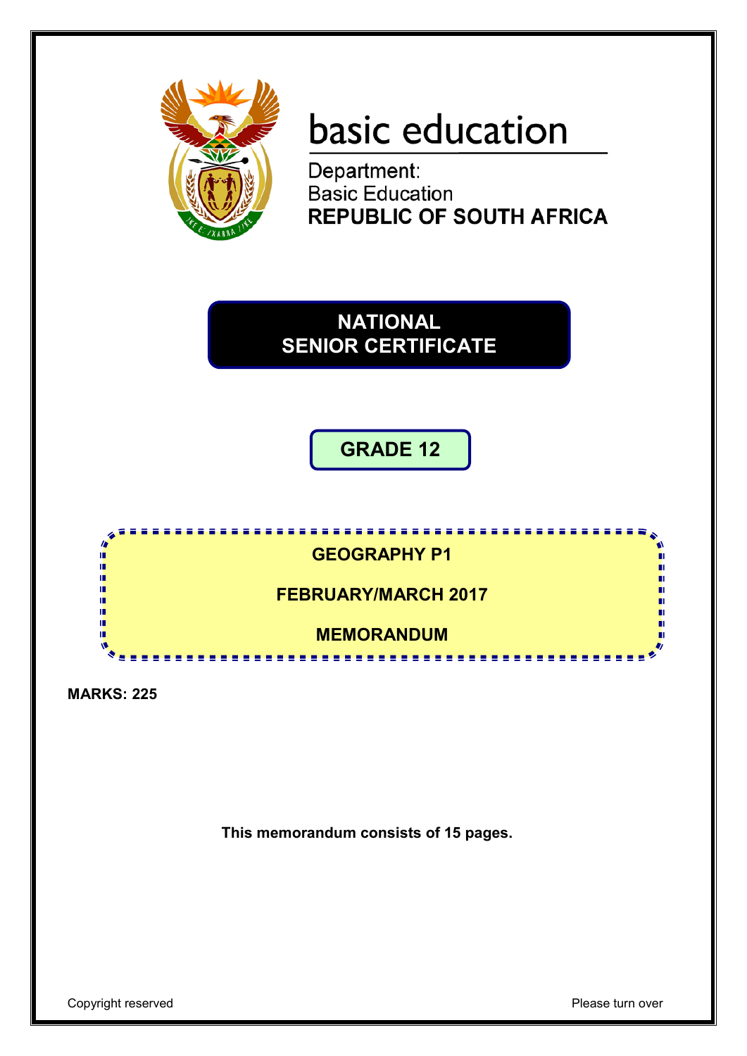basic education

Department:
Basic Education
**REPUBLIC OF SOUTH AFRICA**

# NATIONAL SENIOR CERTIFICATE

## GRADE 12

## GEOGRAPHY P1

## FEBRUARY/MARCH 2017

## MEMORANDUM

**MARKS: 225**

**This memorandum consists of 15 pages.**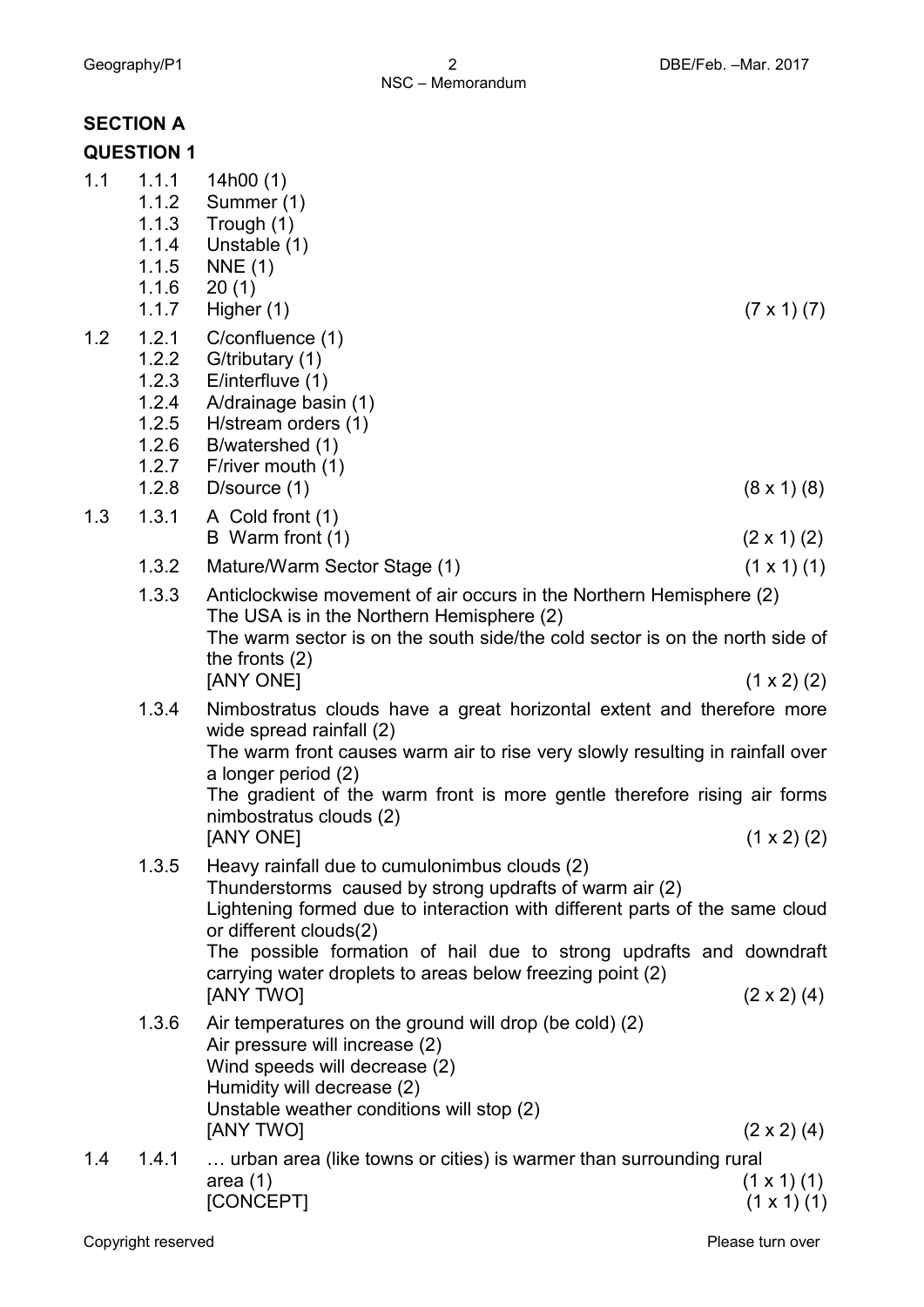## SECTION A

### QUESTION 1

1.1
- 1.1.1 14h00 (1)
- 1.1.2 Summer (1)
- 1.1.3 Trough (1)
- 1.1.4 Unstable (1)
- 1.1.5 NNE (1)
- 1.1.6 20 (1)
- 1.1.7 Higher (1) (7 x 1) (7)

1.2
- 1.2.1 C/confluence (1)
- 1.2.2 G/tributary (1)
- 1.2.3 E/interfluve (1)
- 1.2.4 A/drainage basin (1)
- 1.2.5 H/stream orders (1)
- 1.2.6 B/watershed (1)
- 1.2.7 F/river mouth (1)
- 1.2.8 D/source (1) (8 x 1) (8)

1.3

1.3.1 A Cold front (1)
B Warm front (1) (2 x 1) (2)

1.3.2 Mature/Warm Sector Stage (1) (1 x 1) (1)

1.3.3 Anticlockwise movement of air occurs in the Northern Hemisphere (2)
The USA is in the Northern Hemisphere (2)
The warm sector is on the south side/the cold sector is on the north side of the fronts (2)
[ANY ONE] (1 x 2) (2)

1.3.4 Nimbostratus clouds have a great horizontal extent and therefore more wide spread rainfall (2)
The warm front causes warm air to rise very slowly resulting in rainfall over a longer period (2)
The gradient of the warm front is more gentle therefore rising air forms nimbostratus clouds (2)
[ANY ONE] (1 x 2) (2)

1.3.5 Heavy rainfall due to cumulonimbus clouds (2)
Thunderstorms caused by strong updrafts of warm air (2)
Lightening formed due to interaction with different parts of the same cloud or different clouds(2)
The possible formation of hail due to strong updrafts and downdraft carrying water droplets to areas below freezing point (2)
[ANY TWO] (2 x 2) (4)

1.3.6 Air temperatures on the ground will drop (be cold) (2)
Air pressure will increase (2)
Wind speeds will decrease (2)
Humidity will decrease (2)
Unstable weather conditions will stop (2)
[ANY TWO] (2 x 2) (4)

1.4

1.4.1 … urban area (like towns or cities) is warmer than surrounding rural area (1) (1 x 1) (1)
[CONCEPT] (1 x 1) (1)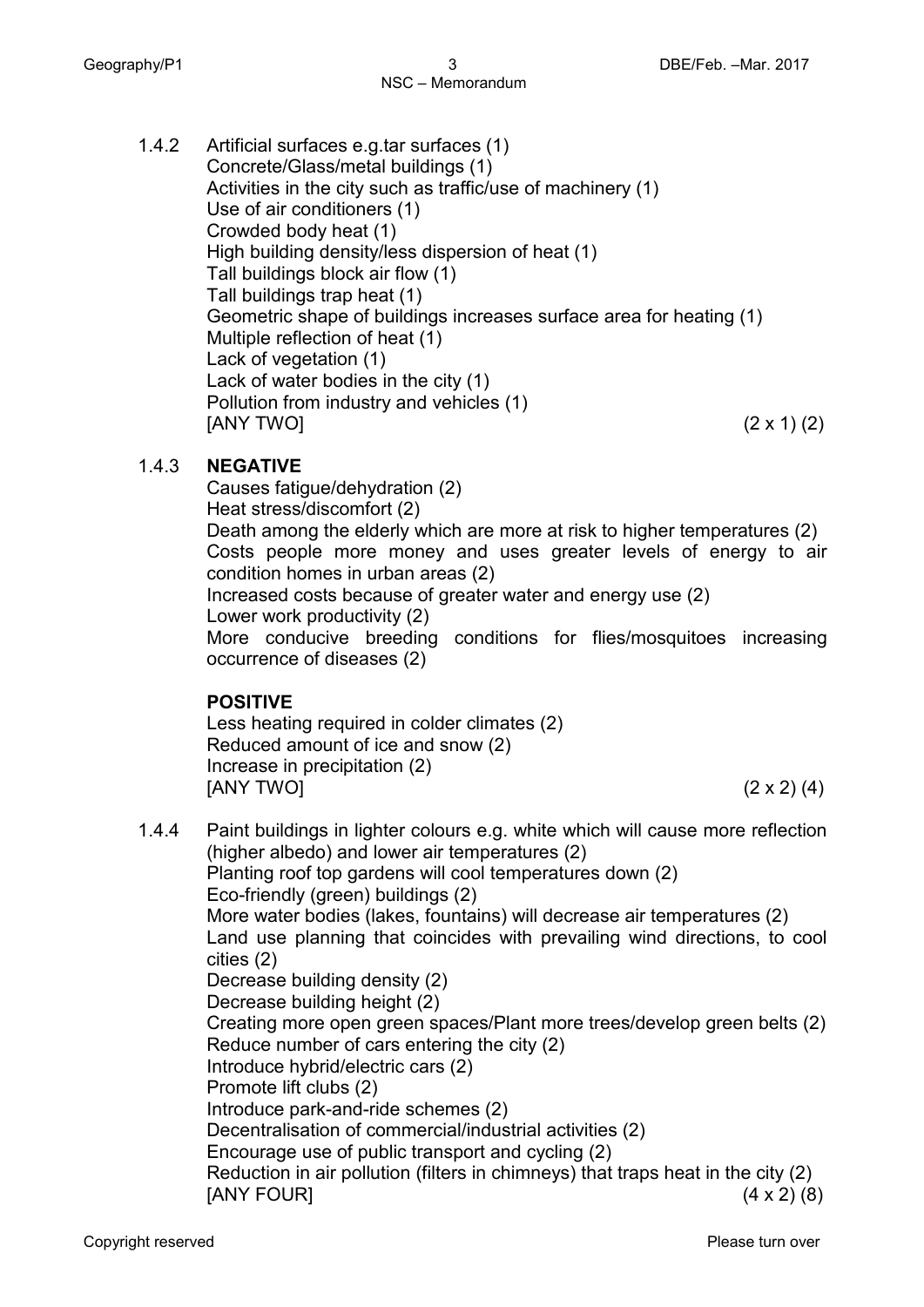1.4.2 Artificial surfaces e.g.tar surfaces (1)
Concrete/Glass/metal buildings (1)
Activities in the city such as traffic/use of machinery (1)
Use of air conditioners (1)
Crowded body heat (1)
High building density/less dispersion of heat (1)
Tall buildings block air flow (1)
Tall buildings trap heat (1)
Geometric shape of buildings increases surface area for heating (1)
Multiple reflection of heat (1)
Lack of vegetation (1)
Lack of water bodies in the city (1)
Pollution from industry and vehicles (1)
[ANY TWO] (2 x 1) (2)

1.4.3 **NEGATIVE**
Causes fatigue/dehydration (2)
Heat stress/discomfort (2)
Death among the elderly which are more at risk to higher temperatures (2)
Costs people more money and uses greater levels of energy to air condition homes in urban areas (2)
Increased costs because of greater water and energy use (2)
Lower work productivity (2)
More conducive breeding conditions for flies/mosquitoes increasing occurrence of diseases (2)

**POSITIVE**
Less heating required in colder climates (2)
Reduced amount of ice and snow (2)
Increase in precipitation (2)
[ANY TWO] (2 x 2) (4)

1.4.4 Paint buildings in lighter colours e.g. white which will cause more reflection (higher albedo) and lower air temperatures (2)
Planting roof top gardens will cool temperatures down (2)
Eco-friendly (green) buildings (2)
More water bodies (lakes, fountains) will decrease air temperatures (2)
Land use planning that coincides with prevailing wind directions, to cool cities (2)
Decrease building density (2)
Decrease building height (2)
Creating more open green spaces/Plant more trees/develop green belts (2)
Reduce number of cars entering the city (2)
Introduce hybrid/electric cars (2)
Promote lift clubs (2)
Introduce park-and-ride schemes (2)
Decentralisation of commercial/industrial activities (2)
Encourage use of public transport and cycling (2)
Reduction in air pollution (filters in chimneys) that traps heat in the city (2)
[ANY FOUR] (4 x 2) (8)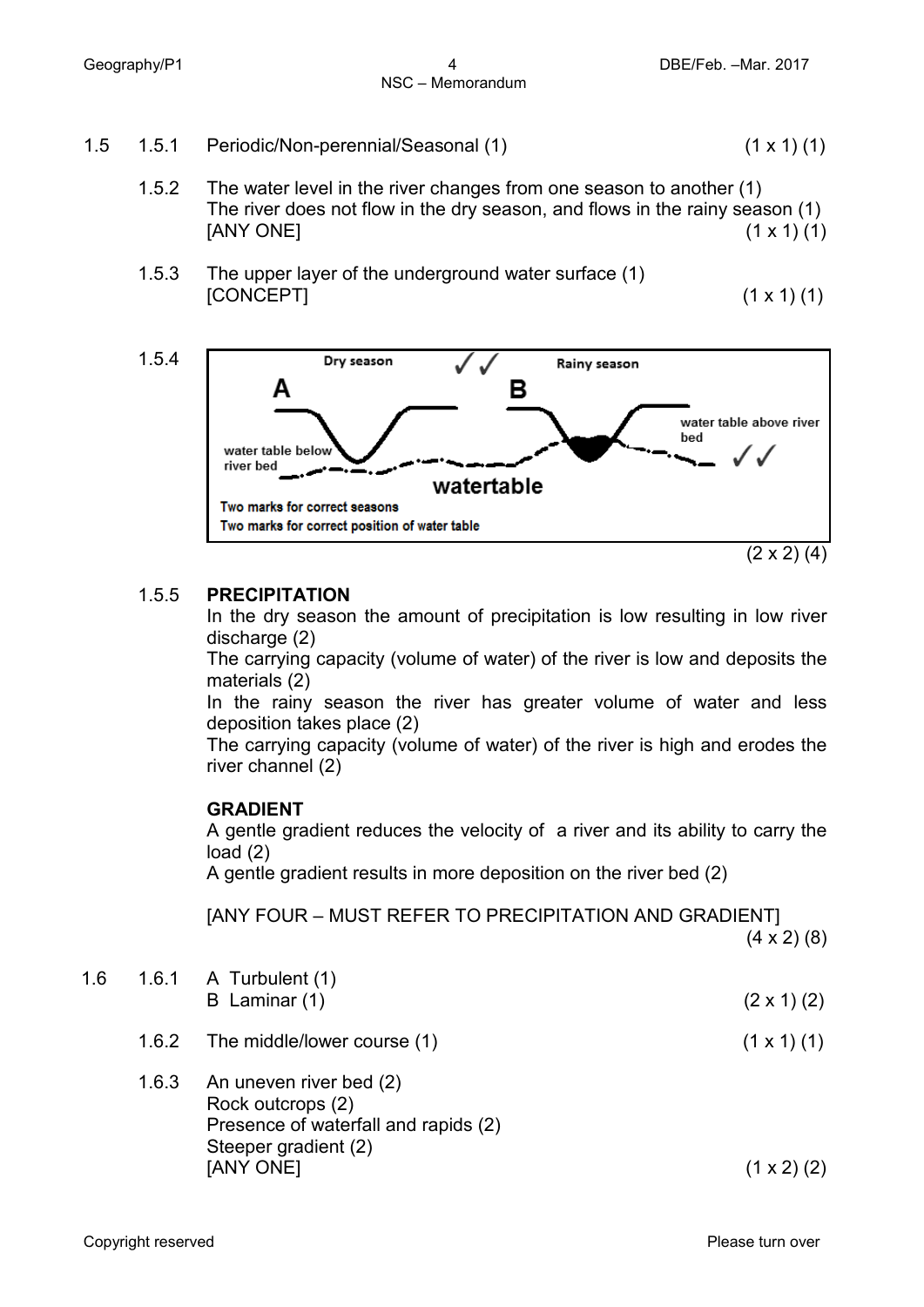1.5 1.5.1 Periodic/Non-perennial/Seasonal (1) (1 x 1) (1)

1.5.2 The water level in the river changes from one season to another (1)
The river does not flow in the dry season, and flows in the rainy season (1)
[ANY ONE] (1 x 1) (1)

1.5.3 The upper layer of the underground water surface (1)
[CONCEPT] (1 x 1) (1)

1.5.4

Dry season ✓✓ Rainy season

A B

water table below river bed

water table above river bed ✓✓

watertable

Two marks for correct seasons

Two marks for correct position of water table

(2 x 2) (4)

1.5.5 **PRECIPITATION**

In the dry season the amount of precipitation is low resulting in low river discharge (2)

The carrying capacity (volume of water) of the river is low and deposits the materials (2)

In the rainy season the river has greater volume of water and less deposition takes place (2)

The carrying capacity (volume of water) of the river is high and erodes the river channel (2)

**GRADIENT**

A gentle gradient reduces the velocity of a river and its ability to carry the load (2)

A gentle gradient results in more deposition on the river bed (2)

[ANY FOUR – MUST REFER TO PRECIPITATION AND GRADIENT]
(4 x 2) (8)

1.6 1.6.1 A Turbulent (1)
B Laminar (1) (2 x 1) (2)

1.6.2 The middle/lower course (1) (1 x 1) (1)

1.6.3 An uneven river bed (2)
Rock outcrops (2)
Presence of waterfall and rapids (2)
Steeper gradient (2)
[ANY ONE] (1 x 2) (2)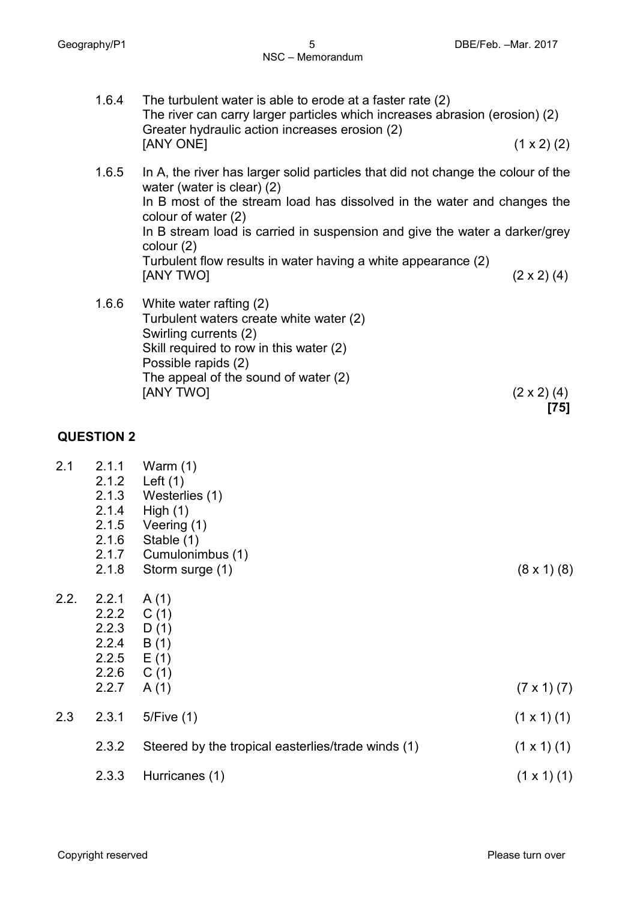1.6.4 The turbulent water is able to erode at a faster rate (2)
The river can carry larger particles which increases abrasion (erosion) (2)
Greater hydraulic action increases erosion (2)
[ANY ONE] (1 x 2) (2)

1.6.5 In A, the river has larger solid particles that did not change the colour of the water (water is clear) (2)
In B most of the stream load has dissolved in the water and changes the colour of water (2)
In B stream load is carried in suspension and give the water a darker/grey colour (2)
Turbulent flow results in water having a white appearance (2)
[ANY TWO] (2 x 2) (4)

1.6.6 White water rafting (2)
Turbulent waters create white water (2)
Swirling currents (2)
Skill required to row in this water (2)
Possible rapids (2)
The appeal of the sound of water (2)
[ANY TWO] (2 x 2) (4)

**[75]**

## QUESTION 2

2.1
- 2.1.1 Warm (1)
- 2.1.2 Left (1)
- 2.1.3 Westerlies (1)
- 2.1.4 High (1)
- 2.1.5 Veering (1)
- 2.1.6 Stable (1)
- 2.1.7 Cumulonimbus (1)
- 2.1.8 Storm surge (1) (8 x 1) (8)

2.2.
- 2.2.1 A (1)
- 2.2.2 C (1)
- 2.2.3 D (1)
- 2.2.4 B (1)
- 2.2.5 E (1)
- 2.2.6 C (1)
- 2.2.7 A (1) (7 x 1) (7)

2.3
- 2.3.1 5/Five (1) (1 x 1) (1)
- 2.3.2 Steered by the tropical easterlies/trade winds (1) (1 x 1) (1)
- 2.3.3 Hurricanes (1) (1 x 1) (1)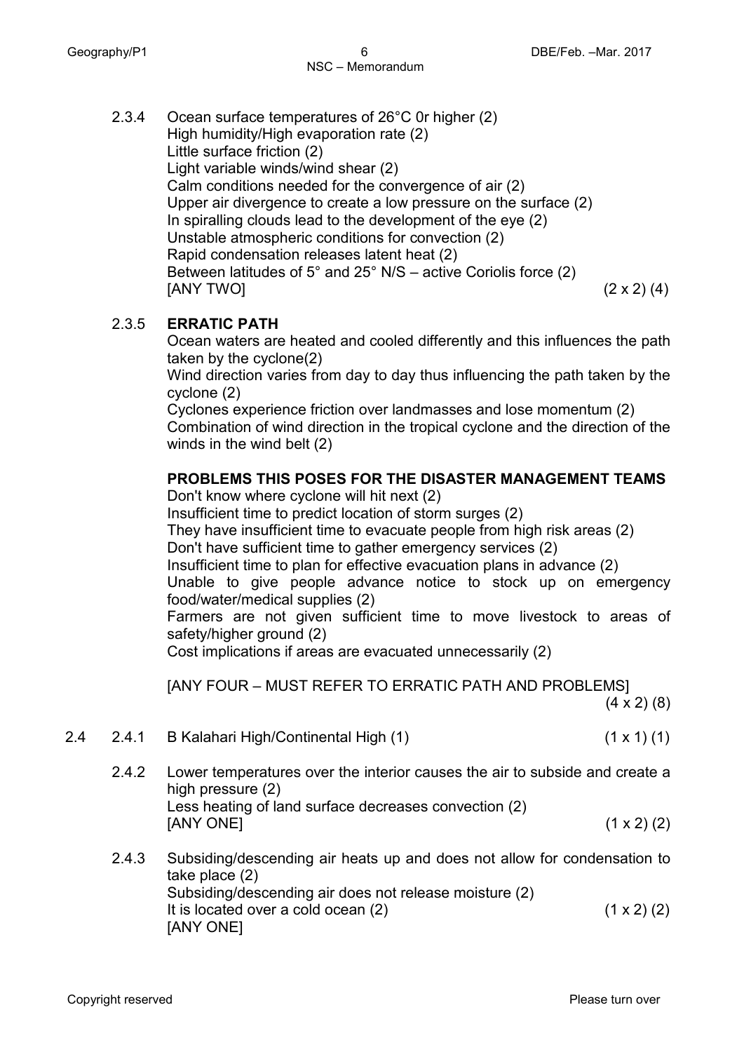2.3.4 Ocean surface temperatures of 26°C 0r higher (2)
High humidity/High evaporation rate (2)
Little surface friction (2)
Light variable winds/wind shear (2)
Calm conditions needed for the convergence of air (2)
Upper air divergence to create a low pressure on the surface (2)
In spiralling clouds lead to the development of the eye (2)
Unstable atmospheric conditions for convection (2)
Rapid condensation releases latent heat (2)
Between latitudes of 5° and 25° N/S – active Coriolis force (2)
[ANY TWO] (2 x 2) (4)

2.3.5 **ERRATIC PATH**

Ocean waters are heated and cooled differently and this influences the path taken by the cyclone(2)
Wind direction varies from day to day thus influencing the path taken by the cyclone (2)
Cyclones experience friction over landmasses and lose momentum (2)
Combination of wind direction in the tropical cyclone and the direction of the winds in the wind belt (2)

**PROBLEMS THIS POSES FOR THE DISASTER MANAGEMENT TEAMS**

Don't know where cyclone will hit next (2)
Insufficient time to predict location of storm surges (2)
They have insufficient time to evacuate people from high risk areas (2)
Don't have sufficient time to gather emergency services (2)
Insufficient time to plan for effective evacuation plans in advance (2)
Unable to give people advance notice to stock up on emergency food/water/medical supplies (2)
Farmers are not given sufficient time to move livestock to areas of safety/higher ground (2)
Cost implications if areas are evacuated unnecessarily (2)

[ANY FOUR – MUST REFER TO ERRATIC PATH AND PROBLEMS]
(4 x 2) (8)

2.4 2.4.1 B Kalahari High/Continental High (1) (1 x 1) (1)

2.4.2 Lower temperatures over the interior causes the air to subside and create a high pressure (2)
Less heating of land surface decreases convection (2)
[ANY ONE] (1 x 2) (2)

2.4.3 Subsiding/descending air heats up and does not allow for condensation to take place (2)
Subsiding/descending air does not release moisture (2)
It is located over a cold ocean (2) (1 x 2) (2)
[ANY ONE]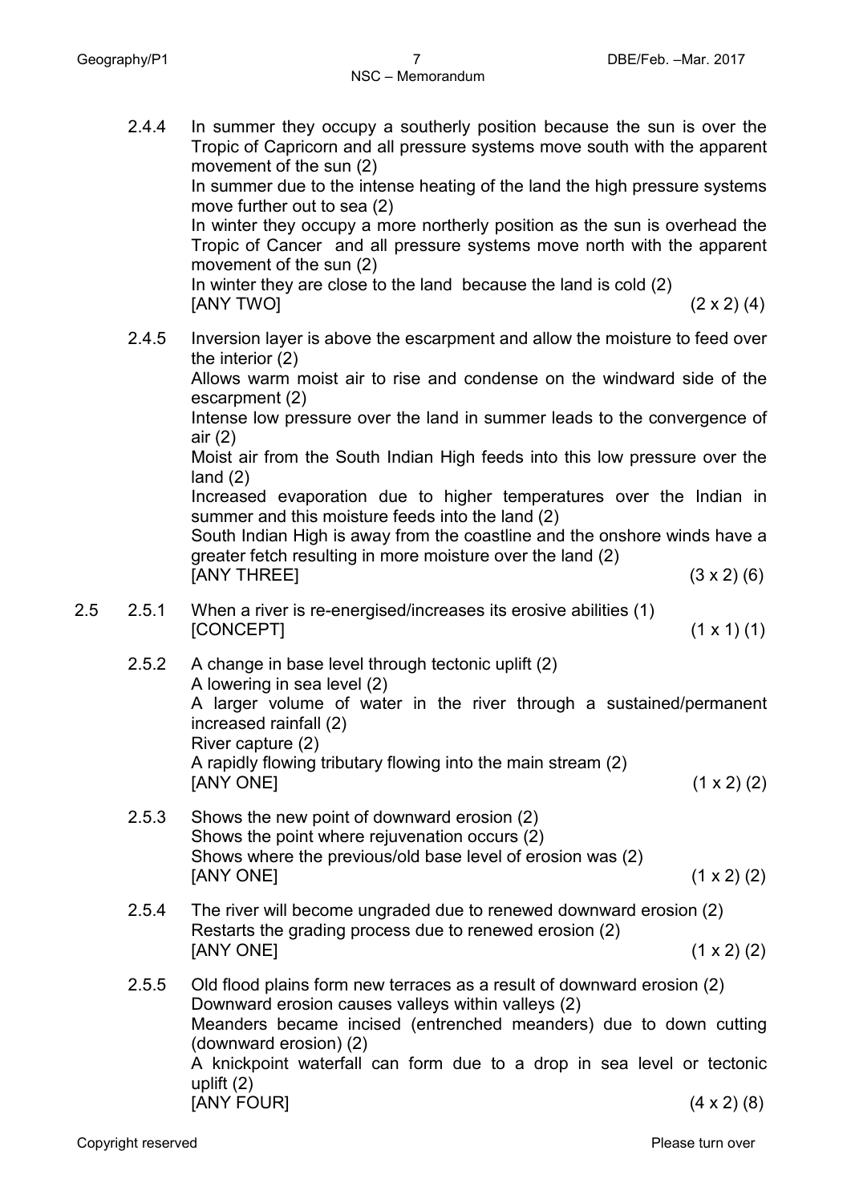2.4.4 In summer they occupy a southerly position because the sun is over the Tropic of Capricorn and all pressure systems move south with the apparent movement of the sun (2)
In summer due to the intense heating of the land the high pressure systems move further out to sea (2)
In winter they occupy a more northerly position as the sun is overhead the Tropic of Cancer and all pressure systems move north with the apparent movement of the sun (2)
In winter they are close to the land because the land is cold (2)
[ANY TWO] (2 x 2) (4)

2.4.5 Inversion layer is above the escarpment and allow the moisture to feed over the interior (2)
Allows warm moist air to rise and condense on the windward side of the escarpment (2)
Intense low pressure over the land in summer leads to the convergence of air (2)
Moist air from the South Indian High feeds into this low pressure over the land (2)
Increased evaporation due to higher temperatures over the Indian in summer and this moisture feeds into the land (2)
South Indian High is away from the coastline and the onshore winds have a greater fetch resulting in more moisture over the land (2)
[ANY THREE] (3 x 2) (6)

2.5 2.5.1 When a river is re-energised/increases its erosive abilities (1)
[CONCEPT] (1 x 1) (1)

2.5.2 A change in base level through tectonic uplift (2)
A lowering in sea level (2)
A larger volume of water in the river through a sustained/permanent increased rainfall (2)
River capture (2)
A rapidly flowing tributary flowing into the main stream (2)
[ANY ONE] (1 x 2) (2)

2.5.3 Shows the new point of downward erosion (2)
Shows the point where rejuvenation occurs (2)
Shows where the previous/old base level of erosion was (2)
[ANY ONE] (1 x 2) (2)

2.5.4 The river will become ungraded due to renewed downward erosion (2)
Restarts the grading process due to renewed erosion (2)
[ANY ONE] (1 x 2) (2)

2.5.5 Old flood plains form new terraces as a result of downward erosion (2)
Downward erosion causes valleys within valleys (2)
Meanders became incised (entrenched meanders) due to down cutting (downward erosion) (2)
A knickpoint waterfall can form due to a drop in sea level or tectonic uplift (2)
[ANY FOUR] (4 x 2) (8)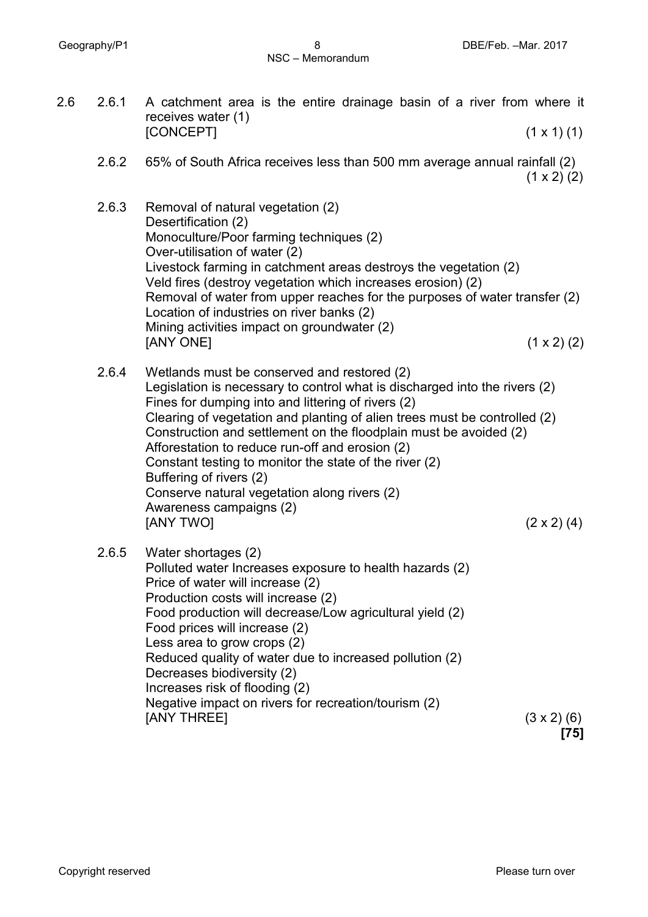2.6 2.6.1 A catchment area is the entire drainage basin of a river from where it receives water (1)
[CONCEPT] (1 x 1) (1)

2.6.2 65% of South Africa receives less than 500 mm average annual rainfall (2)
(1 x 2) (2)

2.6.3 Removal of natural vegetation (2)
Desertification (2)
Monoculture/Poor farming techniques (2)
Over-utilisation of water (2)
Livestock farming in catchment areas destroys the vegetation (2)
Veld fires (destroy vegetation which increases erosion) (2)
Removal of water from upper reaches for the purposes of water transfer (2)
Location of industries on river banks (2)
Mining activities impact on groundwater (2)
[ANY ONE] (1 x 2) (2)

2.6.4 Wetlands must be conserved and restored (2)
Legislation is necessary to control what is discharged into the rivers (2)
Fines for dumping into and littering of rivers (2)
Clearing of vegetation and planting of alien trees must be controlled (2)
Construction and settlement on the floodplain must be avoided (2)
Afforestation to reduce run-off and erosion (2)
Constant testing to monitor the state of the river (2)
Buffering of rivers (2)
Conserve natural vegetation along rivers (2)
Awareness campaigns (2)
[ANY TWO] (2 x 2) (4)

2.6.5 Water shortages (2)
Polluted water Increases exposure to health hazards (2)
Price of water will increase (2)
Production costs will increase (2)
Food production will decrease/Low agricultural yield (2)
Food prices will increase (2)
Less area to grow crops (2)
Reduced quality of water due to increased pollution (2)
Decreases biodiversity (2)
Increases risk of flooding (2)
Negative impact on rivers for recreation/tourism (2)
[ANY THREE] (3 x 2) (6)

**[75]**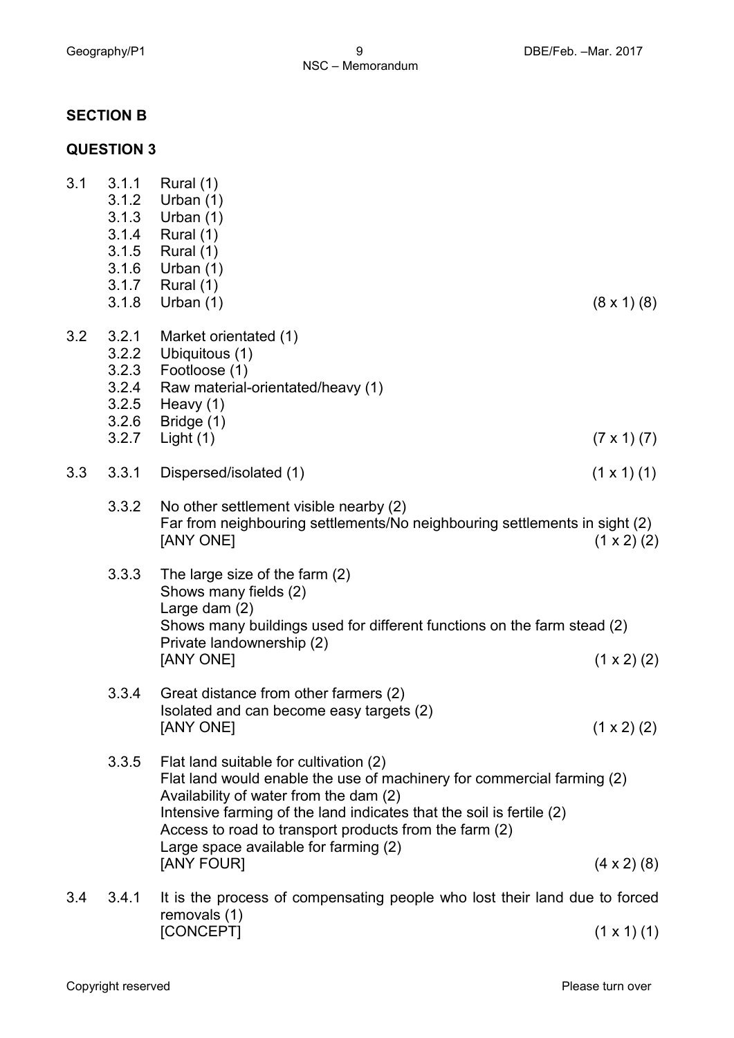## SECTION B

## QUESTION 3

3.1
- 3.1.1 Rural (1)
- 3.1.2 Urban (1)
- 3.1.3 Urban (1)
- 3.1.4 Rural (1)
- 3.1.5 Rural (1)
- 3.1.6 Urban (1)
- 3.1.7 Rural (1)
- 3.1.8 Urban (1) (8 x 1) (8)

3.2
- 3.2.1 Market orientated (1)
- 3.2.2 Ubiquitous (1)
- 3.2.3 Footloose (1)
- 3.2.4 Raw material-orientated/heavy (1)
- 3.2.5 Heavy (1)
- 3.2.6 Bridge (1)
- 3.2.7 Light (1) (7 x 1) (7)

3.3
- 3.3.1 Dispersed/isolated (1) (1 x 1) (1)

- 3.3.2 No other settlement visible nearby (2)
  Far from neighbouring settlements/No neighbouring settlements in sight (2)
  [ANY ONE] (1 x 2) (2)

- 3.3.3 The large size of the farm (2)
  Shows many fields (2)
  Large dam (2)
  Shows many buildings used for different functions on the farm stead (2)
  Private landownership (2)
  [ANY ONE] (1 x 2) (2)

- 3.3.4 Great distance from other farmers (2)
  Isolated and can become easy targets (2)
  [ANY ONE] (1 x 2) (2)

- 3.3.5 Flat land suitable for cultivation (2)
  Flat land would enable the use of machinery for commercial farming (2)
  Availability of water from the dam (2)
  Intensive farming of the land indicates that the soil is fertile (2)
  Access to road to transport products from the farm (2)
  Large space available for farming (2)
  [ANY FOUR] (4 x 2) (8)

3.4
- 3.4.1 It is the process of compensating people who lost their land due to forced removals (1)
  [CONCEPT] (1 x 1) (1)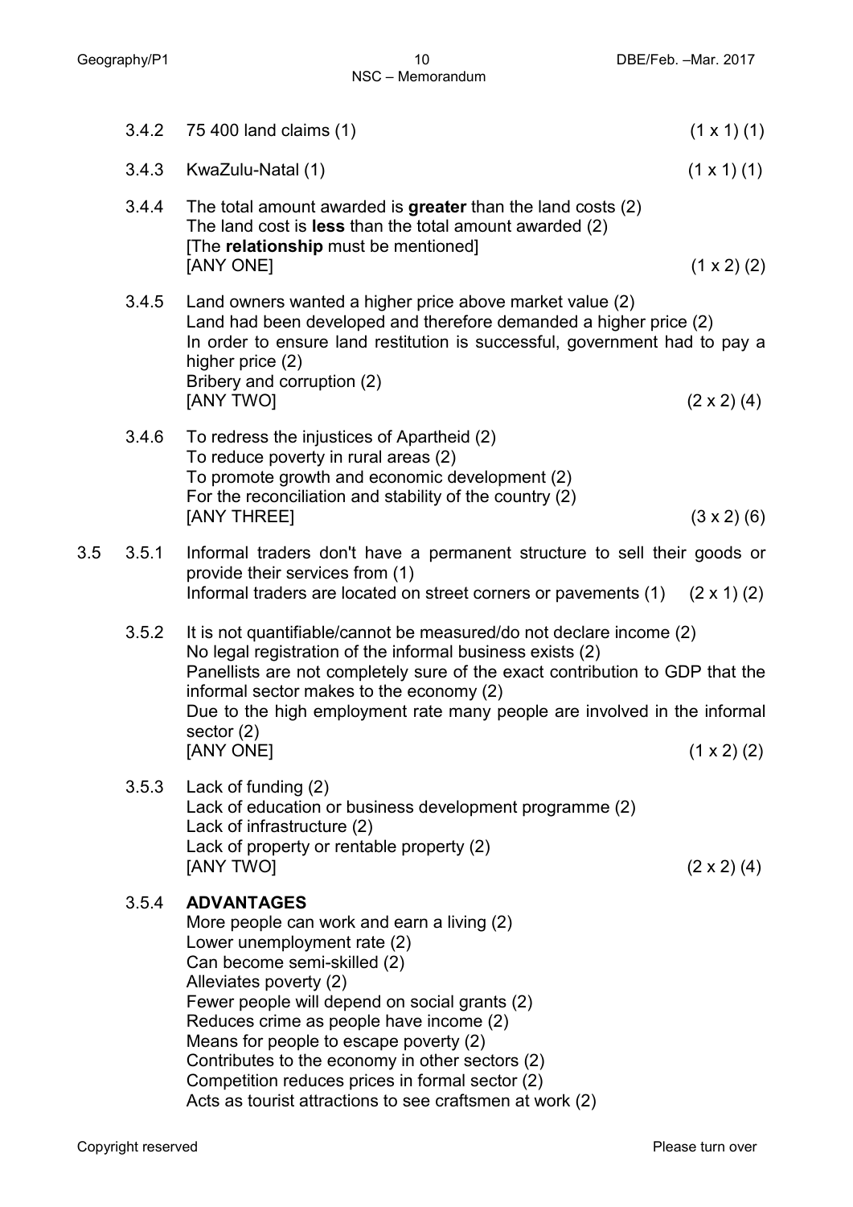3.4.2 75 400 land claims (1) (1 x 1) (1)

3.4.3 KwaZulu-Natal (1) (1 x 1) (1)

3.4.4 The total amount awarded is **greater** than the land costs (2)
The land cost is **less** than the total amount awarded (2)
[The **relationship** must be mentioned]
[ANY ONE] (1 x 2) (2)

3.4.5 Land owners wanted a higher price above market value (2)
Land had been developed and therefore demanded a higher price (2)
In order to ensure land restitution is successful, government had to pay a higher price (2)
Bribery and corruption (2)
[ANY TWO] (2 x 2) (4)

3.4.6 To redress the injustices of Apartheid (2)
To reduce poverty in rural areas (2)
To promote growth and economic development (2)
For the reconciliation and stability of the country (2)
[ANY THREE] (3 x 2) (6)

3.5 3.5.1 Informal traders don't have a permanent structure to sell their goods or provide their services from (1)
Informal traders are located on street corners or pavements (1) (2 x 1) (2)

3.5.2 It is not quantifiable/cannot be measured/do not declare income (2)
No legal registration of the informal business exists (2)
Panellists are not completely sure of the exact contribution to GDP that the informal sector makes to the economy (2)
Due to the high employment rate many people are involved in the informal sector (2)
[ANY ONE] (1 x 2) (2)

3.5.3 Lack of funding (2)
Lack of education or business development programme (2)
Lack of infrastructure (2)
Lack of property or rentable property (2)
[ANY TWO] (2 x 2) (4)

3.5.4 **ADVANTAGES**
More people can work and earn a living (2)
Lower unemployment rate (2)
Can become semi-skilled (2)
Alleviates poverty (2)
Fewer people will depend on social grants (2)
Reduces crime as people have income (2)
Means for people to escape poverty (2)
Contributes to the economy in other sectors (2)
Competition reduces prices in formal sector (2)
Acts as tourist attractions to see craftsmen at work (2)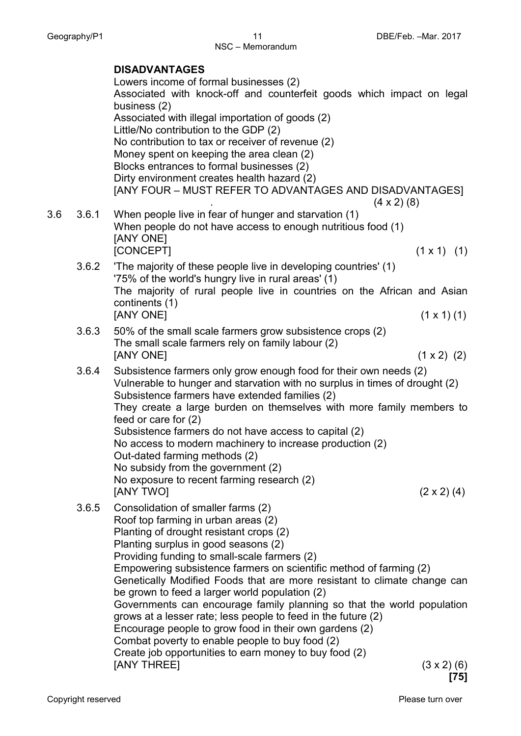**DISADVANTAGES**

Lowers income of formal businesses (2)
Associated with knock-off and counterfeit goods which impact on legal business (2)
Associated with illegal importation of goods (2)
Little/No contribution to the GDP (2)
No contribution to tax or receiver of revenue (2)
Money spent on keeping the area clean (2)
Blocks entrances to formal businesses (2)
Dirty environment creates health hazard (2)
[ANY FOUR – MUST REFER TO ADVANTAGES AND DISADVANTAGES]
(4 x 2) (8)

3.6

3.6.1 When people live in fear of hunger and starvation (1)
When people do not have access to enough nutritious food (1)
[ANY ONE]
[CONCEPT] (1 x 1) (1)

3.6.2 'The majority of these people live in developing countries' (1)
'75% of the world's hungry live in rural areas' (1)
The majority of rural people live in countries on the African and Asian continents (1)
[ANY ONE] (1 x 1) (1)

3.6.3 50% of the small scale farmers grow subsistence crops (2)
The small scale farmers rely on family labour (2)
[ANY ONE] (1 x 2) (2)

3.6.4 Subsistence farmers only grow enough food for their own needs (2)
Vulnerable to hunger and starvation with no surplus in times of drought (2)
Subsistence farmers have extended families (2)
They create a large burden on themselves with more family members to feed or care for (2)
Subsistence farmers do not have access to capital (2)
No access to modern machinery to increase production (2)
Out-dated farming methods (2)
No subsidy from the government (2)
No exposure to recent farming research (2)
[ANY TWO] (2 x 2) (4)

3.6.5 Consolidation of smaller farms (2)
Roof top farming in urban areas (2)
Planting of drought resistant crops (2)
Planting surplus in good seasons (2)
Providing funding to small-scale farmers (2)
Empowering subsistence farmers on scientific method of farming (2)
Genetically Modified Foods that are more resistant to climate change can be grown to feed a larger world population (2)
Governments can encourage family planning so that the world population grows at a lesser rate; less people to feed in the future (2)
Encourage people to grow food in their own gardens (2)
Combat poverty to enable people to buy food (2)
Create job opportunities to earn money to buy food (2)
[ANY THREE] (3 x 2) (6)

**[75]**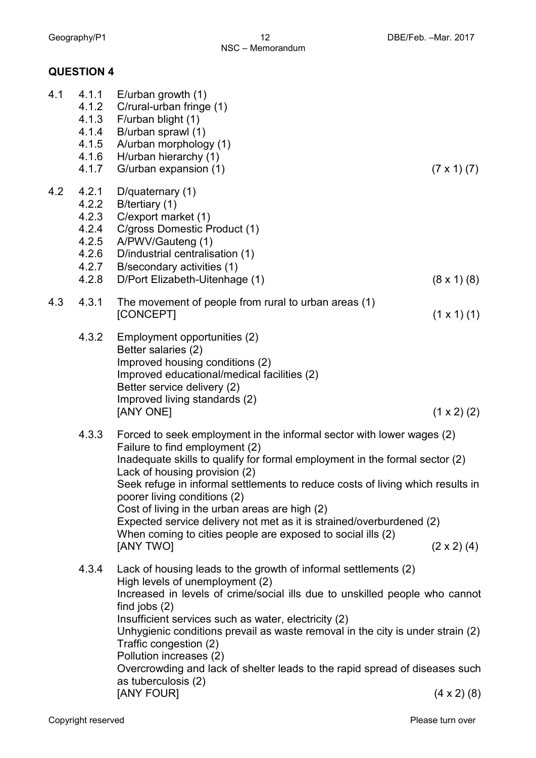## QUESTION 4

4.1
- 4.1.1 E/urban growth (1)
- 4.1.2 C/rural-urban fringe (1)
- 4.1.3 F/urban blight (1)
- 4.1.4 B/urban sprawl (1)
- 4.1.5 A/urban morphology (1)
- 4.1.6 H/urban hierarchy (1)
- 4.1.7 G/urban expansion (1) (7 x 1) (7)

4.2
- 4.2.1 D/quaternary (1)
- 4.2.2 B/tertiary (1)
- 4.2.3 C/export market (1)
- 4.2.4 C/gross Domestic Product (1)
- 4.2.5 A/PWV/Gauteng (1)
- 4.2.6 D/industrial centralisation (1)
- 4.2.7 B/secondary activities (1)
- 4.2.8 D/Port Elizabeth-Uitenhage (1) (8 x 1) (8)

4.3

4.3.1 The movement of people from rural to urban areas (1)
[CONCEPT] (1 x 1) (1)

4.3.2 Employment opportunities (2)
Better salaries (2)
Improved housing conditions (2)
Improved educational/medical facilities (2)
Better service delivery (2)
Improved living standards (2)
[ANY ONE] (1 x 2) (2)

4.3.3 Forced to seek employment in the informal sector with lower wages (2)
Failure to find employment (2)
Inadequate skills to qualify for formal employment in the formal sector (2)
Lack of housing provision (2)
Seek refuge in informal settlements to reduce costs of living which results in poorer living conditions (2)
Cost of living in the urban areas are high (2)
Expected service delivery not met as it is strained/overburdened (2)
When coming to cities people are exposed to social ills (2)
[ANY TWO] (2 x 2) (4)

4.3.4 Lack of housing leads to the growth of informal settlements (2)
High levels of unemployment (2)
Increased in levels of crime/social ills due to unskilled people who cannot find jobs (2)
Insufficient services such as water, electricity (2)
Unhygienic conditions prevail as waste removal in the city is under strain (2)
Traffic congestion (2)
Pollution increases (2)
Overcrowding and lack of shelter leads to the rapid spread of diseases such as tuberculosis (2)
[ANY FOUR] (4 x 2) (8)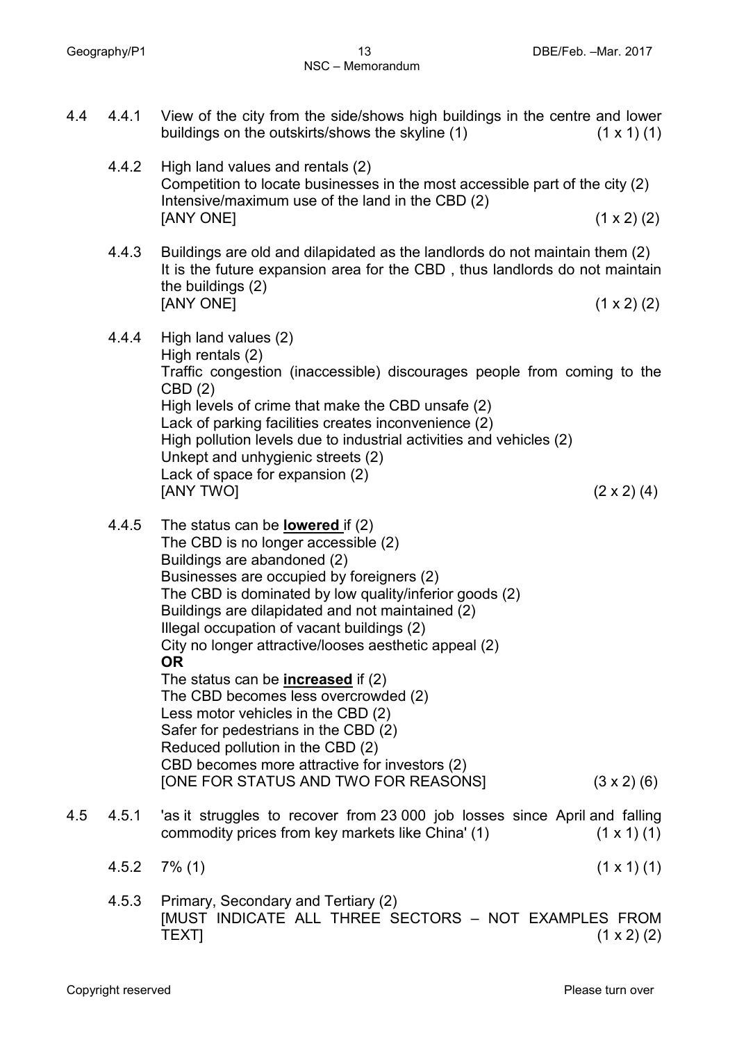4.4 4.4.1 View of the city from the side/shows high buildings in the centre and lower buildings on the outskirts/shows the skyline (1) (1 x 1) (1)

4.4.2 High land values and rentals (2)
Competition to locate businesses in the most accessible part of the city (2)
Intensive/maximum use of the land in the CBD (2)
[ANY ONE] (1 x 2) (2)

4.4.3 Buildings are old and dilapidated as the landlords do not maintain them (2)
It is the future expansion area for the CBD , thus landlords do not maintain the buildings (2)
[ANY ONE] (1 x 2) (2)

4.4.4 High land values (2)
High rentals (2)
Traffic congestion (inaccessible) discourages people from coming to the CBD (2)
High levels of crime that make the CBD unsafe (2)
Lack of parking facilities creates inconvenience (2)
High pollution levels due to industrial activities and vehicles (2)
Unkept and unhygienic streets (2)
Lack of space for expansion (2)
[ANY TWO] (2 x 2) (4)

4.4.5 The status can be **lowered** if (2)
The CBD is no longer accessible (2)
Buildings are abandoned (2)
Businesses are occupied by foreigners (2)
The CBD is dominated by low quality/inferior goods (2)
Buildings are dilapidated and not maintained (2)
Illegal occupation of vacant buildings (2)
City no longer attractive/looses aesthetic appeal (2)
**OR**
The status can be **increased** if (2)
The CBD becomes less overcrowded (2)
Less motor vehicles in the CBD (2)
Safer for pedestrians in the CBD (2)
Reduced pollution in the CBD (2)
CBD becomes more attractive for investors (2)
[ONE FOR STATUS AND TWO FOR REASONS] (3 x 2) (6)

4.5 4.5.1 'as it struggles to recover from 23 000 job losses since April and falling commodity prices from key markets like China' (1) (1 x 1) (1)

4.5.2 7% (1) (1 x 1) (1)

4.5.3 Primary, Secondary and Tertiary (2)
[MUST INDICATE ALL THREE SECTORS – NOT EXAMPLES FROM TEXT] (1 x 2) (2)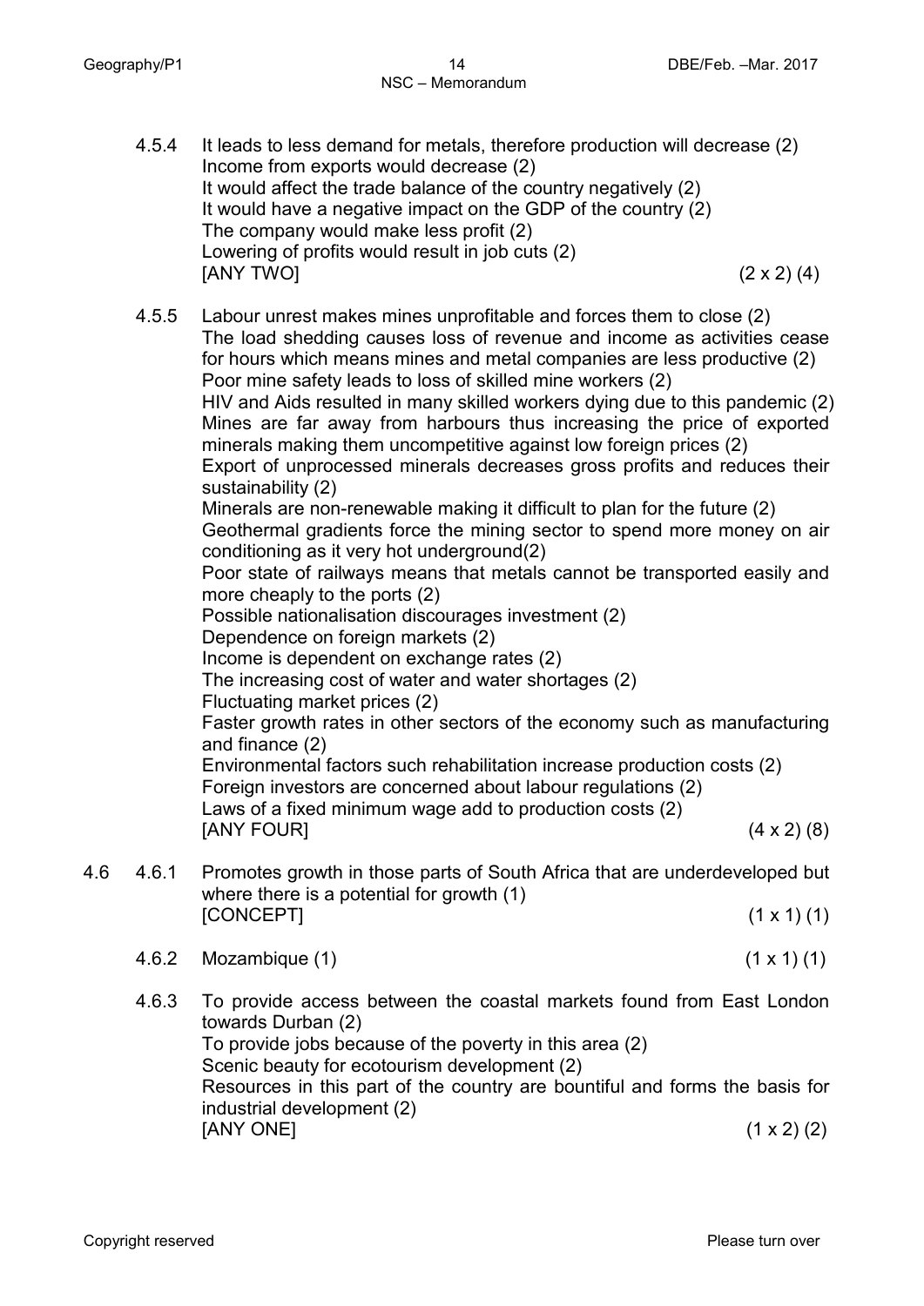4.5.4 It leads to less demand for metals, therefore production will decrease (2)
Income from exports would decrease (2)
It would affect the trade balance of the country negatively (2)
It would have a negative impact on the GDP of the country (2)
The company would make less profit (2)
Lowering of profits would result in job cuts (2)
[ANY TWO] (2 x 2) (4)

4.5.5 Labour unrest makes mines unprofitable and forces them to close (2)
The load shedding causes loss of revenue and income as activities cease for hours which means mines and metal companies are less productive (2)
Poor mine safety leads to loss of skilled mine workers (2)
HIV and Aids resulted in many skilled workers dying due to this pandemic (2)
Mines are far away from harbours thus increasing the price of exported minerals making them uncompetitive against low foreign prices (2)
Export of unprocessed minerals decreases gross profits and reduces their sustainability (2)
Minerals are non-renewable making it difficult to plan for the future (2)
Geothermal gradients force the mining sector to spend more money on air conditioning as it very hot underground(2)
Poor state of railways means that metals cannot be transported easily and more cheaply to the ports (2)
Possible nationalisation discourages investment (2)
Dependence on foreign markets (2)
Income is dependent on exchange rates (2)
The increasing cost of water and water shortages (2)
Fluctuating market prices (2)
Faster growth rates in other sectors of the economy such as manufacturing and finance (2)
Environmental factors such rehabilitation increase production costs (2)
Foreign investors are concerned about labour regulations (2)
Laws of a fixed minimum wage add to production costs (2)
[ANY FOUR] (4 x 2) (8)

4.6 4.6.1 Promotes growth in those parts of South Africa that are underdeveloped but where there is a potential for growth (1)
[CONCEPT] (1 x 1) (1)

4.6.2 Mozambique (1) (1 x 1) (1)

4.6.3 To provide access between the coastal markets found from East London towards Durban (2)
To provide jobs because of the poverty in this area (2)
Scenic beauty for ecotourism development (2)
Resources in this part of the country are bountiful and forms the basis for industrial development (2)
[ANY ONE] (1 x 2) (2)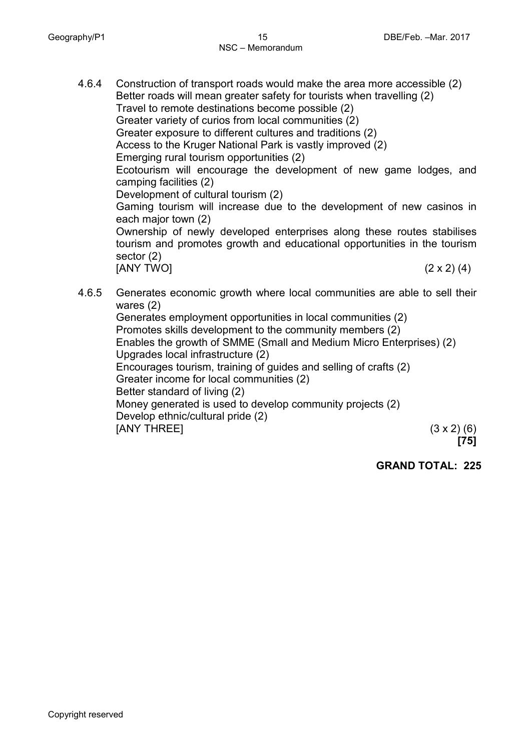4.6.4 Construction of transport roads would make the area more accessible (2)
Better roads will mean greater safety for tourists when travelling (2)
Travel to remote destinations become possible (2)
Greater variety of curios from local communities (2)
Greater exposure to different cultures and traditions (2)
Access to the Kruger National Park is vastly improved (2)
Emerging rural tourism opportunities (2)
Ecotourism will encourage the development of new game lodges, and camping facilities (2)
Development of cultural tourism (2)
Gaming tourism will increase due to the development of new casinos in each major town (2)
Ownership of newly developed enterprises along these routes stabilises tourism and promotes growth and educational opportunities in the tourism sector (2)
[ANY TWO] (2 x 2) (4)

4.6.5 Generates economic growth where local communities are able to sell their wares (2)
Generates employment opportunities in local communities (2)
Promotes skills development to the community members (2)
Enables the growth of SMME (Small and Medium Micro Enterprises) (2)
Upgrades local infrastructure (2)
Encourages tourism, training of guides and selling of crafts (2)
Greater income for local communities (2)
Better standard of living (2)
Money generated is used to develop community projects (2)
Develop ethnic/cultural pride (2)
[ANY THREE] (3 x 2) (6)

**[75]**

**GRAND TOTAL: 225**